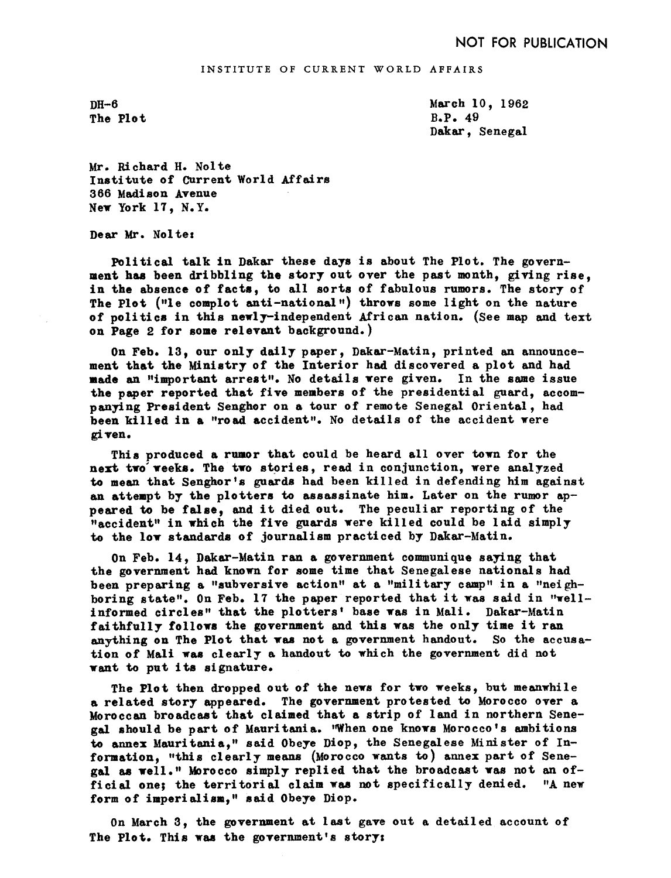NOT FOR PUBLICATION

INSTITUTE OF CURRENT WORLD AFFAIRS

DH-6
The Plot

March 10, 1962
B.P. 49
Dakar, Senegal

Mr. Richard H. Nolte
Institute of Current World Affairs
366 Madison Avenue
New York 17, N.Y.

Dear Mr. Nolte:

Political talk in Dakar these days is about The Plot. The government has been dribbling the story out over the past month, giving rise, in the absence of facts, to all sorts of fabulous rumors. The story of The Plot ("le complot anti-national") throws some light on the nature of politics in this newly-independent African nation. (See map and text on Page 2 for some relevant background.)

On Feb. 13, our only daily paper, Dakar-Matin, printed an announcement that the Ministry of the Interior had discovered a plot and had made an "important arrest". No details were given. In the same issue the paper reported that five members of the presidential guard, accompanying President Senghor on a tour of remote Senegal Oriental, had been killed in a "road accident". No details of the accident were given.

This produced a rumor that could be heard all over town for the next two weeks. The two stories, read in conjunction, were analyzed to mean that Senghor's guards had been killed in defending him against an attempt by the plotters to assassinate him. Later on the rumor appeared to be false, and it died out. The peculiar reporting of the "accident" in which the five guards were killed could be laid simply to the low standards of journalism practiced by Dakar-Matin.

On Feb. 14, Dakar-Matin ran a government communique saying that the government had known for some time that Senegalese nationals had been preparing a "subversive action" at a "military camp" in a "neighboring state". On Feb. 17 the paper reported that it was said in "well-informed circles" that the plotters' base was in Mali. Dakar-Matin faithfully follows the government and this was the only time it ran anything on The Plot that was not a government handout. So the accusation of Mali was clearly a handout to which the government did not want to put its signature.

The Plot then dropped out of the news for two weeks, but meanwhile a related story appeared. The government protested to Morocco over a Moroccan broadcast that claimed that a strip of land in northern Senegal should be part of Mauritania. "When one knows Morocco's ambitions to annex Mauritania," said Obeye Diop, the Senegalese Minister of Information, "this clearly means (Morocco wants to) annex part of Senegal as well." Morocco simply replied that the broadcast was not an official one; the territorial claim was not specifically denied. "A new form of imperialism," said Obeye Diop.

On March 3, the government at last gave out a detailed account of The Plot. This was the government's story: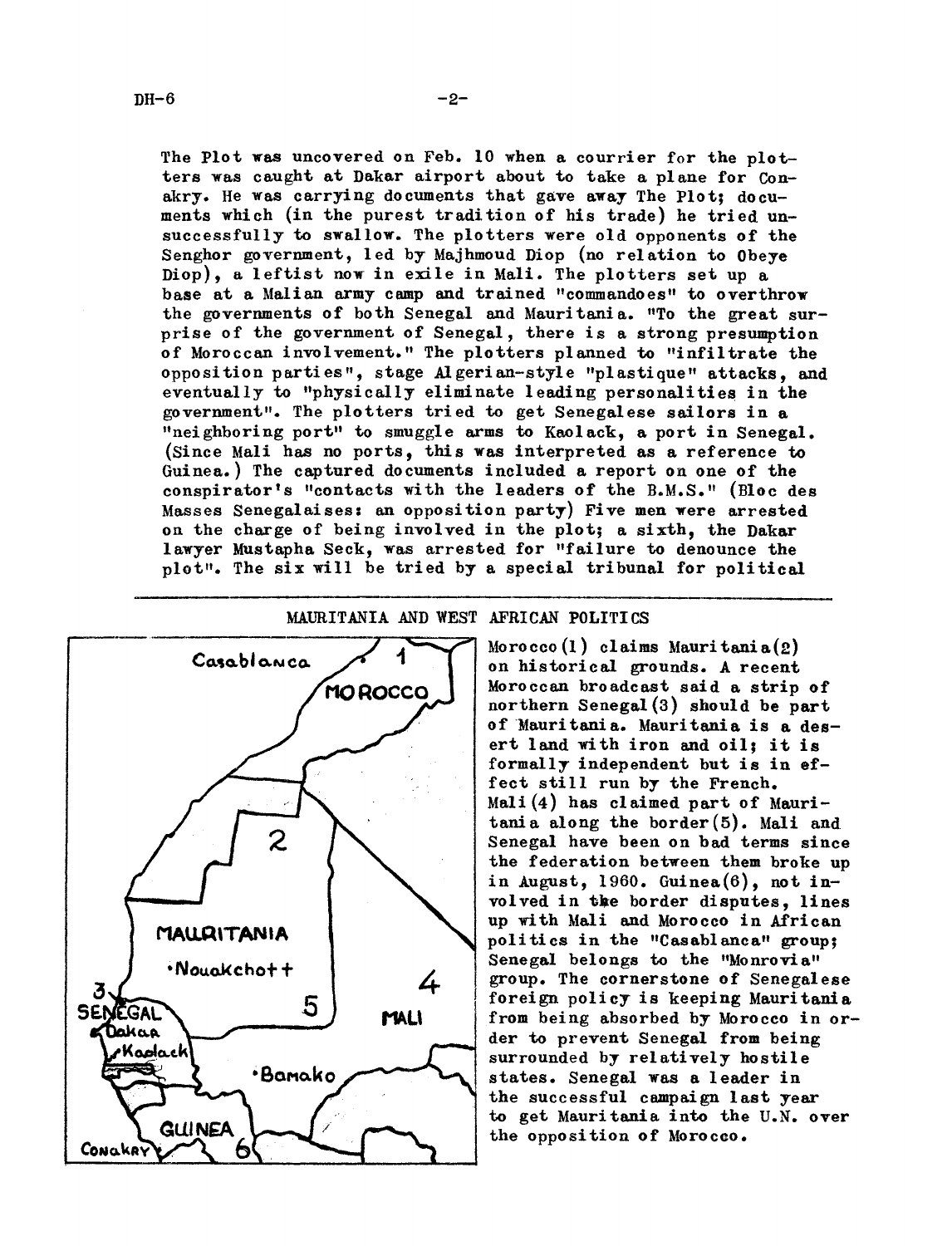The Plot was uncovered on Feb. 10 when a courrier for the plotters was caught at Dakar airport about to take a plane for Conakry. He was carrying documents that gave away The Plot; documents which (in the purest tradition of his trade) he tried unsuccessfully to swallow. The plotters were old opponents of the Senghor government, led by Majhmoud Diop (no relation to Obeye Diop), a leftist now in exile in Mali. The plotters set up a base at a Malian army camp and trained "commandoes" to overthrow the governments of both Senegal and Mauritania. "To the great surprise of the government of Senegal, there is a strong presumption of Moroccan involvement." The plotters planned to "infiltrate the opposition parties", stage Algerian-style "plastique" attacks, and eventually to "physically eliminate leading personalities in the government". The plotters tried to get Senegalese sailors in a "neighboring port" to smuggle arms to Kaolack, a port in Senegal. (Since Mali has no ports, this was interpreted as a reference to Guinea.) The captured documents included a report on one of the conspirator's "contacts with the leaders of the B.M.S." (Bloc des Masses Senegalaises: an opposition party) Five men were arrested on the charge of being involved in the plot; a sixth, the Dakar lawyer Mustapha Seck, was arrested for "failure to denounce the plot". The six will be tried by a special tribunal for political

---

## MAURITANIA AND WEST AFRICAN POLITICS

Casablanca, 1, MOROCCO, 2, MAURITANIA, ·Nouakchott, 3, SENEGAL, Dakar, Kaolack, 5, 4, MALI, ·Bamako, GUINEA, Conakry, 6

Morocco(1) claims Mauritania(2) on historical grounds. A recent Moroccan broadcast said a strip of northern Senegal(3) should be part of Mauritania. Mauritania is a desert land with iron and oil; it is formally independent but is in effect still run by the French. Mali(4) has claimed part of Mauritania along the border(5). Mali and Senegal have been on bad terms since the federation between them broke up in August, 1960. Guinea(6), not involved in the border disputes, lines up with Mali and Morocco in African politics in the "Casablanca" group; Senegal belongs to the "Monrovia" group. The cornerstone of Senegalese foreign policy is keeping Mauritania from being absorbed by Morocco in order to prevent Senegal from being surrounded by relatively hostile states. Senegal was a leader in the successful campaign last year to get Mauritania into the U.N. over the opposition of Morocco.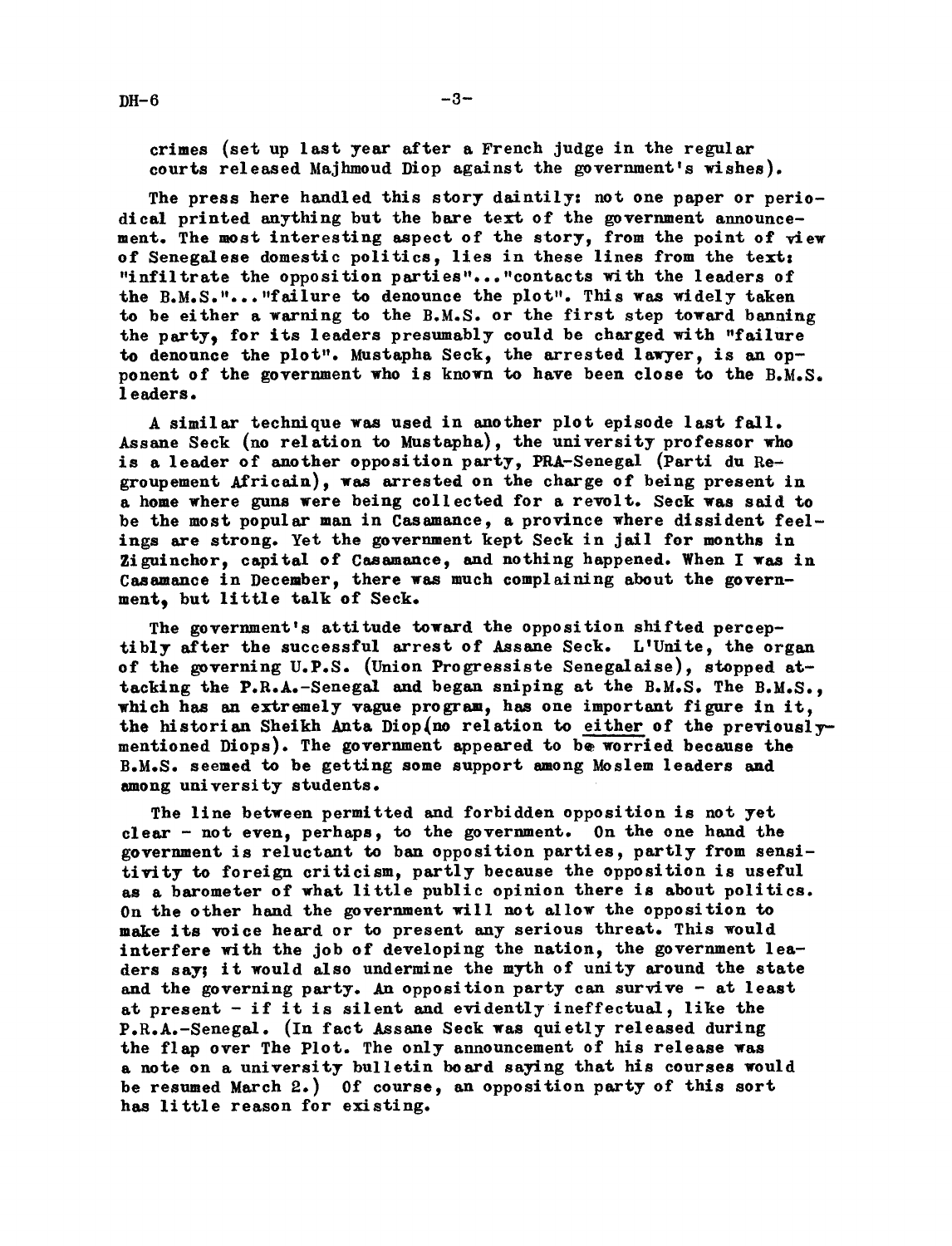crimes (set up last year after a French judge in the regular courts released Majhmoud Diop against the government's wishes).

The press here handled this story daintily: not one paper or periodical printed anything but the bare text of the government announcement. The most interesting aspect of the story, from the point of view of Senegalese domestic politics, lies in these lines from the text: "infiltrate the opposition parties"..."contacts with the leaders of the B.M.S."..."failure to denounce the plot". This was widely taken to be either a warning to the B.M.S. or the first step toward banning the party, for its leaders presumably could be charged with "failure to denounce the plot". Mustapha Seck, the arrested lawyer, is an opponent of the government who is known to have been close to the B.M.S. leaders.

A similar technique was used in another plot episode last fall. Assane Seck (no relation to Mustapha), the university professor who is a leader of another opposition party, PRA-Senegal (Parti du Regroupement Africain), was arrested on the charge of being present in a home where guns were being collected for a revolt. Seck was said to be the most popular man in Casamance, a province where dissident feelings are strong. Yet the government kept Seck in jail for months in Ziguinchor, capital of Casamance, and nothing happened. When I was in Casamance in December, there was much complaining about the government, but little talk of Seck.

The government's attitude toward the opposition shifted perceptibly after the successful arrest of Assane Seck. L'Unite, the organ of the governing U.P.S. (Union Progressiste Senegalaise), stopped attacking the P.R.A.-Senegal and began sniping at the B.M.S. The B.M.S., which has an extremely vague program, has one important figure in it, the historian Sheikh Anta Diop (no relation to either of the previously-mentioned Diops). The government appeared to be worried because the B.M.S. seemed to be getting some support among Moslem leaders and among university students.

The line between permitted and forbidden opposition is not yet clear - not even, perhaps, to the government. On the one hand the government is reluctant to ban opposition parties, partly from sensitivity to foreign criticism, partly because the opposition is useful as a barometer of what little public opinion there is about politics. On the other hand the government will not allow the opposition to make its voice heard or to present any serious threat. This would interfere with the job of developing the nation, the government leaders say; it would also undermine the myth of unity around the state and the governing party. An opposition party can survive - at least at present - if it is silent and evidently ineffectual, like the P.R.A.-Senegal. (In fact Assane Seck was quietly released during the flap over The Plot. The only announcement of his release was a note on a university bulletin board saying that his courses would be resumed March 2.) Of course, an opposition party of this sort has little reason for existing.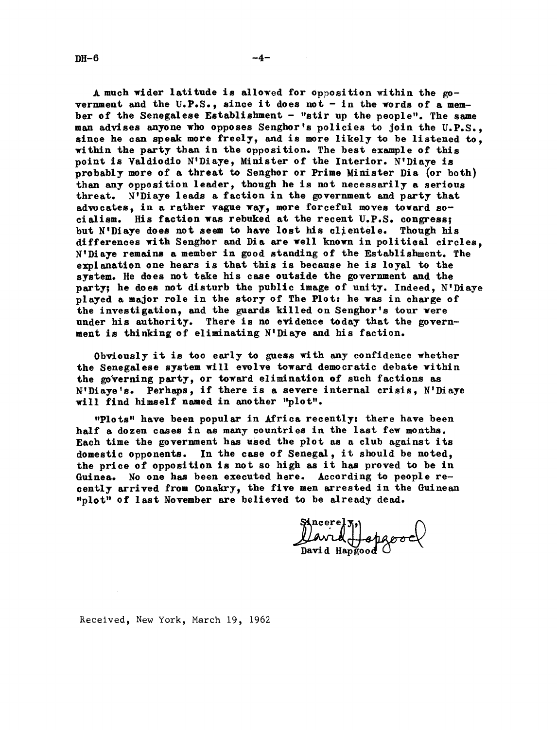A much wider latitude is allowed for opposition within the government and the U.P.S., since it does not - in the words of a member of the Senegalese Establishment - "stir up the people". The same man advises anyone who opposes Senghor's policies to join the U.P.S., since he can speak more freely, and is more likely to be listened to, within the party than in the opposition. The best example of this point is Valdiodio N'Diaye, Minister of the Interior. N'Diaye is probably more of a threat to Senghor or Prime Minister Dia (or both) than any opposition leader, though he is not necessarily a serious threat. N'Diaye leads a faction in the government and party that advocates, in a rather vague way, more forceful moves toward socialism. His faction was rebuked at the recent U.P.S. congress; but N'Diaye does not seem to have lost his clientele. Though his differences with Senghor and Dia are well known in political circles, N'Diaye remains a member in good standing of the Establishment. The explanation one hears is that this is because he is loyal to the system. He does not take his case outside the government and the party; he does not disturb the public image of unity. Indeed, N'Diaye played a major role in the story of The Plot: he was in charge of the investigation, and the guards killed on Senghor's tour were under his authority. There is no evidence today that the government is thinking of eliminating N'Diaye and his faction.

Obviously it is too early to guess with any confidence whether the Senegalese system will evolve toward democratic debate within the governing party, or toward elimination of such factions as N'Diaye's. Perhaps, if there is a severe internal crisis, N'Diaye will find himself named in another "plot".

"Plots" have been popular in Africa recently: there have been half a dozen cases in as many countries in the last few months. Each time the government has used the plot as a club against its domestic opponents. In the case of Senegal, it should be noted, the price of opposition is not so high as it has proved to be in Guinea. No one has been executed here. According to people recently arrived from Conakry, the five men arrested in the Guinean "plot" of last November are believed to be already dead.

Sincerely,

David Hapgood

Received, New York, March 19, 1962